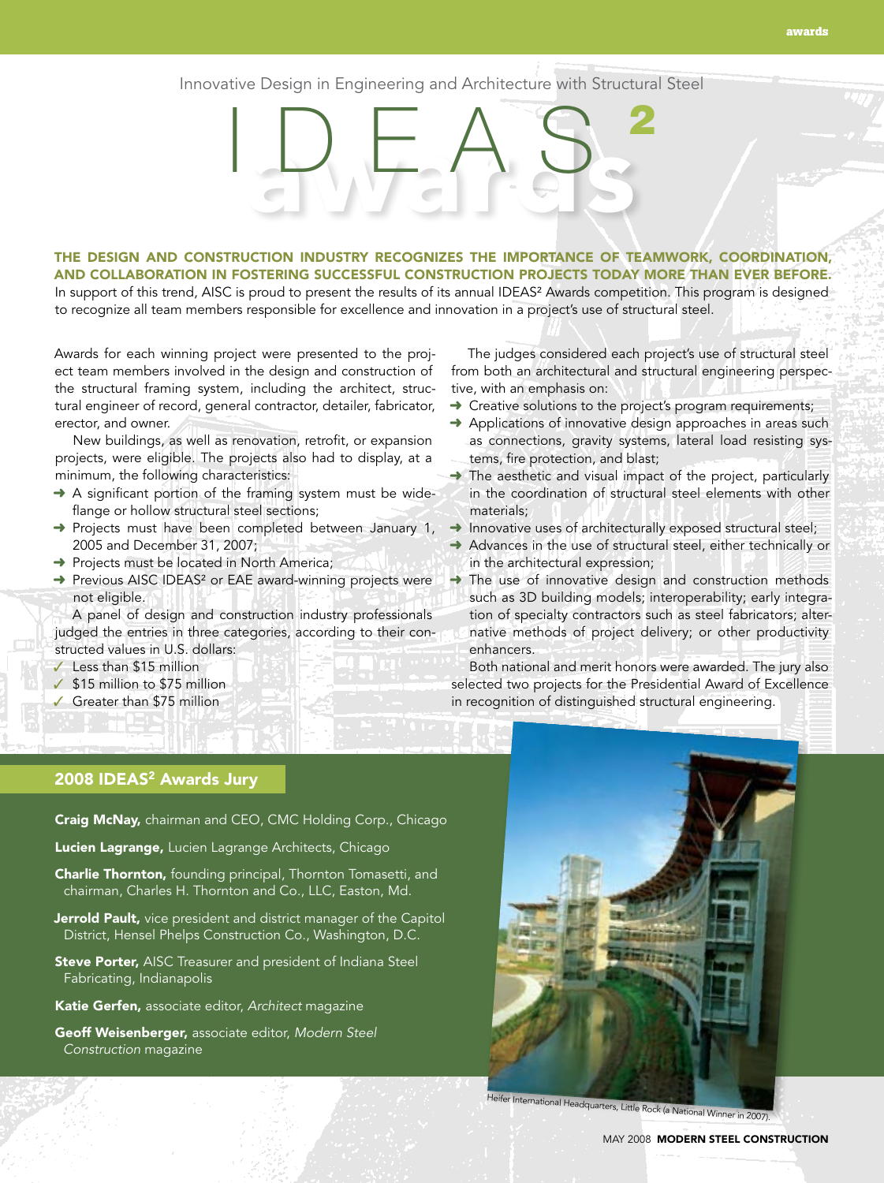Innovative Design in Engineering and Architecture with Structural Steel

# IDEAS² awards

**THE DESIGN AND CONSTRUCTION INDUSTRY RECOGNIZES THE IMPORTANCE OF TEAMWORK, COORDINATION, AND COLLABORATION IN FOSTERING SUCCESSFUL CONSTRUCTION PROJECTS TODAY MORE THAN EVER BEFORE.** In support of this trend, AISC is proud to present the results of its annual IDEAS² Awards competition. This program is designed to recognize all team members responsible for excellence and innovation in a project's use of structural steel.

Awards for each winning project were presented to the project team members involved in the design and construction of the structural framing system, including the architect, structural engineer of record, general contractor, detailer, fabricator, erector, and owner.

New buildings, as well as renovation, retrofit, or expansion projects, were eligible. The projects also had to display, at a minimum, the following characteristics:

- A significant portion of the framing system must be wide-flange or hollow structural steel sections;
- Projects must have been completed between January 1, 2005 and December 31, 2007;
- Projects must be located in North America;
- Previous AISC IDEAS² or EAE award-winning projects were not eligible.

A panel of design and construction industry professionals judged the entries in three categories, according to their constructed values in U.S. dollars:

- ✓ Less than $15 million
- ✓ $15 million to $75 million
- ✓ Greater than $75 million

The judges considered each project's use of structural steel from both an architectural and structural engineering perspective, with an emphasis on:

- Creative solutions to the project's program requirements;
- Applications of innovative design approaches in areas such as connections, gravity systems, lateral load resisting systems, fire protection, and blast;
- The aesthetic and visual impact of the project, particularly in the coordination of structural steel elements with other materials;
- Innovative uses of architecturally exposed structural steel;
- Advances in the use of structural steel, either technically or in the architectural expression;
- The use of innovative design and construction methods such as 3D building models; interoperability; early integration of specialty contractors such as steel fabricators; alternative methods of project delivery; or other productivity enhancers.

Both national and merit honors were awarded. The jury also selected two projects for the Presidential Award of Excellence in recognition of distinguished structural engineering.

## 2008 IDEAS² Awards Jury

**Craig McNay,** chairman and CEO, CMC Holding Corp., Chicago

**Lucien Lagrange,** Lucien Lagrange Architects, Chicago

**Charlie Thornton,** founding principal, Thornton Tomasetti, and chairman, Charles H. Thornton and Co., LLC, Easton, Md.

**Jerrold Pault,** vice president and district manager of the Capitol District, Hensel Phelps Construction Co., Washington, D.C.

**Steve Porter,** AISC Treasurer and president of Indiana Steel Fabricating, Indianapolis

**Katie Gerfen,** associate editor, *Architect* magazine

**Geoff Weisenberger,** associate editor, *Modern Steel Construction* magazine

Heifer International Headquarters, Little Rock (a National Winner in 2007).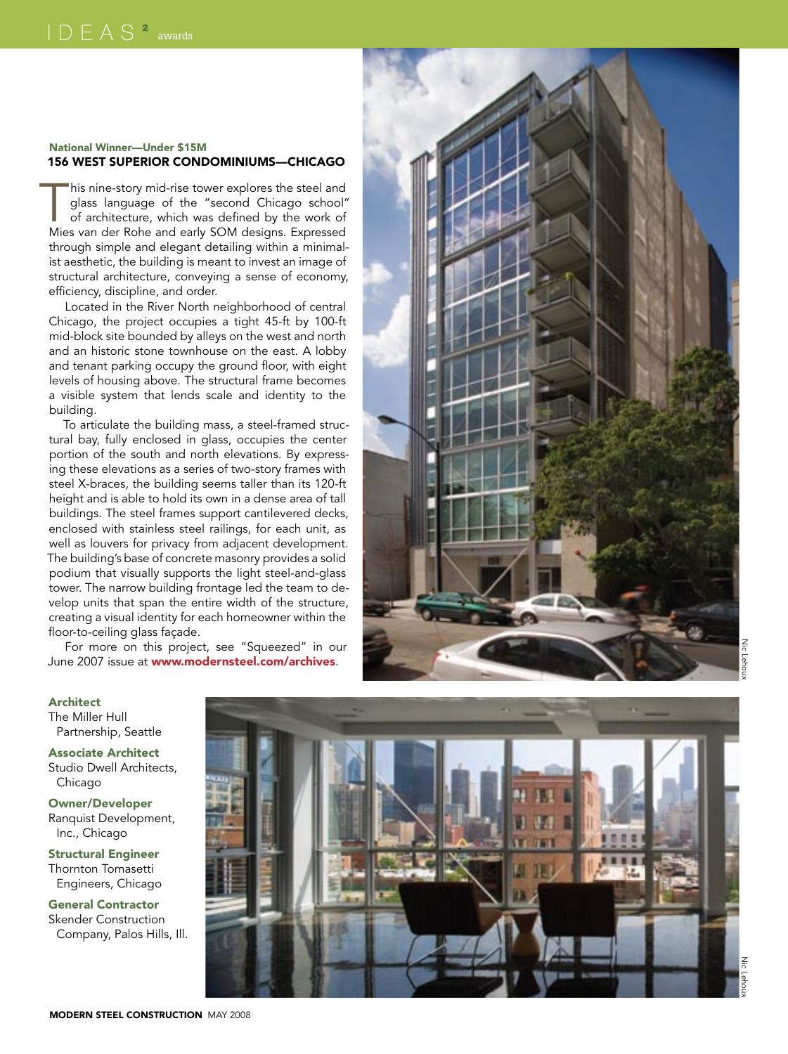**National Winner—Under $15M**

## 156 WEST SUPERIOR CONDOMINIUMS—CHICAGO

This nine-story mid-rise tower explores the steel and glass language of the "second Chicago school" of architecture, which was defined by the work of Mies van der Rohe and early SOM designs. Expressed through simple and elegant detailing within a minimalist aesthetic, the building is meant to invest an image of structural architecture, conveying a sense of economy, efficiency, discipline, and order.

Located in the River North neighborhood of central Chicago, the project occupies a tight 45-ft by 100-ft mid-block site bounded by alleys on the west and north and an historic stone townhouse on the east. A lobby and tenant parking occupy the ground floor, with eight levels of housing above. The structural frame becomes a visible system that lends scale and identity to the building.

To articulate the building mass, a steel-framed structural bay, fully enclosed in glass, occupies the center portion of the south and north elevations. By expressing these elevations as a series of two-story frames with steel X-braces, the building seems taller than its 120-ft height and is able to hold its own in a dense area of tall buildings. The steel frames support cantilevered decks, enclosed with stainless steel railings, for each unit, as well as louvers for privacy from adjacent development. The building's base of concrete masonry provides a solid podium that visually supports the light steel-and-glass tower. The narrow building frontage led the team to develop units that span the entire width of the structure, creating a visual identity for each homeowner within the floor-to-ceiling glass façade.

For more on this project, see "Squeezed" in our June 2007 issue at **www.modernsteel.com/archives**.

Nic Lehoux

**Architect**
The Miller Hull Partnership, Seattle

**Associate Architect**
Studio Dwell Architects, Chicago

**Owner/Developer**
Ranquist Development, Inc., Chicago

**Structural Engineer**
Thornton Tomasetti Engineers, Chicago

**General Contractor**
Skender Construction Company, Palos Hills, Ill.

Nic Lehoux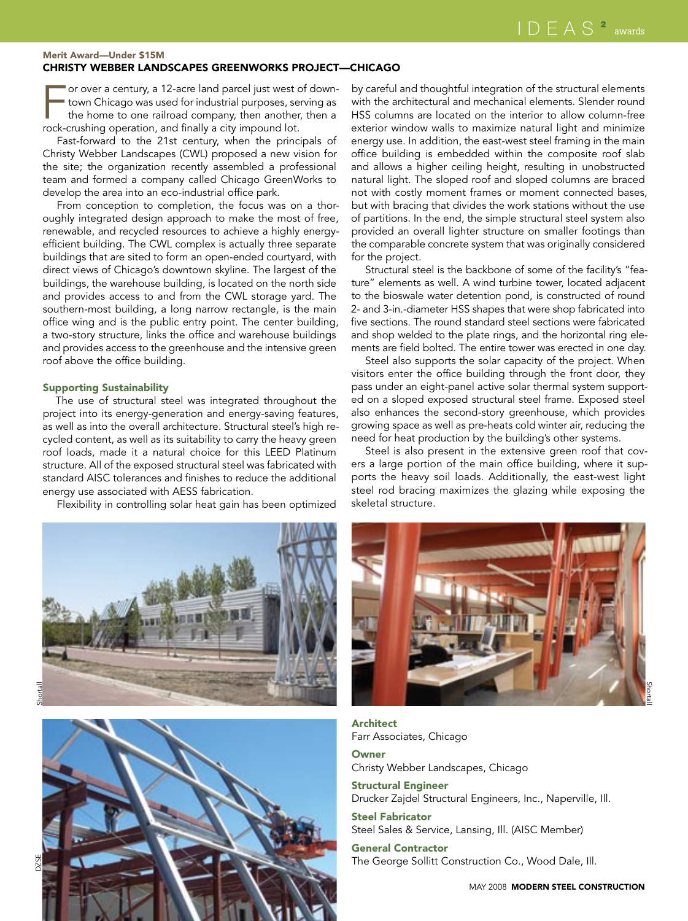Merit Award—Under $15M

## CHRISTY WEBBER LANDSCAPES GREENWORKS PROJECT—CHICAGO

For over a century, a 12-acre land parcel just west of downtown Chicago was used for industrial purposes, serving as the home to one railroad company, then another, then a rock-crushing operation, and finally a city impound lot.

Fast-forward to the 21st century, when the principals of Christy Webber Landscapes (CWL) proposed a new vision for the site; the organization recently assembled a professional team and formed a company called Chicago GreenWorks to develop the area into an eco-industrial office park.

From conception to completion, the focus was on a thoroughly integrated design approach to make the most of free, renewable, and recycled resources to achieve a highly energy-efficient building. The CWL complex is actually three separate buildings that are sited to form an open-ended courtyard, with direct views of Chicago's downtown skyline. The largest of the buildings, the warehouse building, is located on the north side and provides access to and from the CWL storage yard. The southern-most building, a long narrow rectangle, is the main office wing and is the public entry point. The center building, a two-story structure, links the office and warehouse buildings and provides access to the greenhouse and the intensive green roof above the office building.

### Supporting Sustainability

The use of structural steel was integrated throughout the project into its energy-generation and energy-saving features, as well as into the overall architecture. Structural steel's high recycled content, as well as its suitability to carry the heavy green roof loads, made it a natural choice for this LEED Platinum structure. All of the exposed structural steel was fabricated with standard AISC tolerances and finishes to reduce the additional energy use associated with AESS fabrication.

Flexibility in controlling solar heat gain has been optimized by careful and thoughtful integration of the structural elements with the architectural and mechanical elements. Slender round HSS columns are located on the interior to allow column-free exterior window walls to maximize natural light and minimize energy use. In addition, the east-west steel framing in the main office building is embedded within the composite roof slab and allows a higher ceiling height, resulting in unobstructed natural light. The sloped roof and sloped columns are braced not with costly moment frames or moment connected bases, but with bracing that divides the work stations without the use of partitions. In the end, the simple structural steel system also provided an overall lighter structure on smaller footings than the comparable concrete system that was originally considered for the project.

Structural steel is the backbone of some of the facility's "feature" elements as well. A wind turbine tower, located adjacent to the bioswale water detention pond, is constructed of round 2- and 3-in.-diameter HSS shapes that were shop fabricated into five sections. The round standard steel sections were fabricated and shop welded to the plate rings, and the horizontal ring elements are field bolted. The entire tower was erected in one day.

Steel also supports the solar capacity of the project. When visitors enter the office building through the front door, they pass under an eight-panel active solar thermal system supported on a sloped exposed structural steel frame. Exposed steel also enhances the second-story greenhouse, which provides growing space as well as pre-heats cold winter air, reducing the need for heat production by the building's other systems.

Steel is also present in the extensive green roof that covers a large portion of the main office building, where it supports the heavy soil loads. Additionally, the east-west light steel rod bracing maximizes the glazing while exposing the skeletal structure.

Shortall

DZSE

Shortall

**Architect**
Farr Associates, Chicago

**Owner**
Christy Webber Landscapes, Chicago

**Structural Engineer**
Drucker Zajdel Structural Engineers, Inc., Naperville, Ill.

**Steel Fabricator**
Steel Sales & Service, Lansing, Ill. (AISC Member)

**General Contractor**
The George Sollitt Construction Co., Wood Dale, Ill.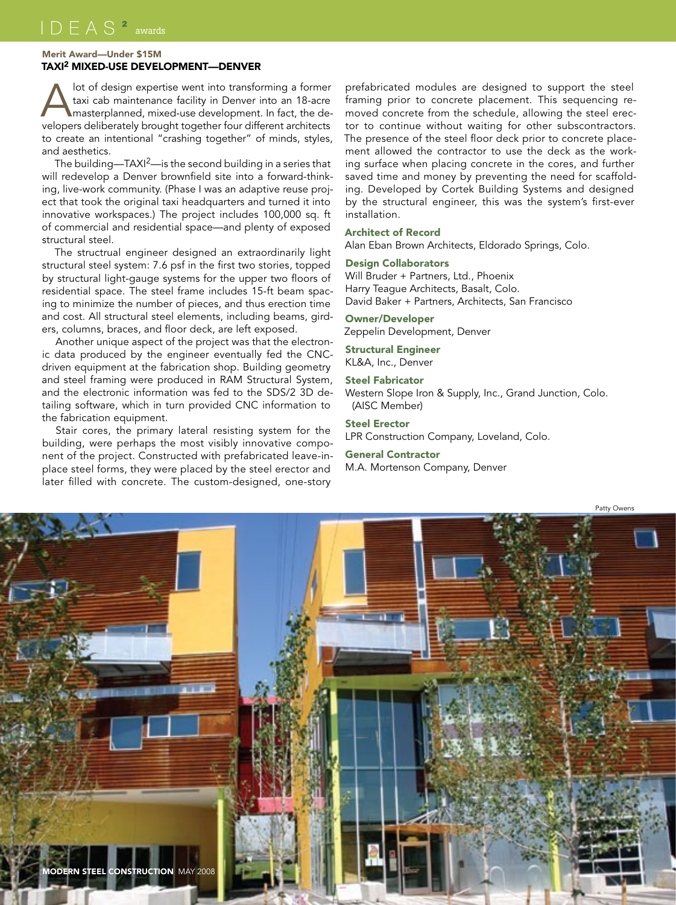Merit Award—Under $15M

## TAXI² MIXED-USE DEVELOPMENT—DENVER

A lot of design expertise went into transforming a former taxi cab maintenance facility in Denver into an 18-acre masterplanned, mixed-use development. In fact, the developers deliberately brought together four different architects to create an intentional "crashing together" of minds, styles, and aesthetics.

The building—TAXI²—is the second building in a series that will redevelop a Denver brownfield site into a forward-thinking, live-work community. (Phase I was an adaptive reuse project that took the original taxi headquarters and turned it into innovative workspaces.) The project includes 100,000 sq. ft of commercial and residential space—and plenty of exposed structural steel.

The structrual engineer designed an extraordinarily light structural steel system: 7.6 psf in the first two stories, topped by structural light-gauge systems for the upper two floors of residential space. The steel frame includes 15-ft beam spacing to minimize the number of pieces, and thus erection time and cost. All structural steel elements, including beams, girders, columns, braces, and floor deck, are left exposed.

Another unique aspect of the project was that the electronic data produced by the engineer eventually fed the CNC-driven equipment at the fabrication shop. Building geometry and steel framing were produced in RAM Structural System, and the electronic information was fed to the SDS/2 3D detailing software, which in turn provided CNC information to the fabrication equipment.

Stair cores, the primary lateral resisting system for the building, were perhaps the most visibly innovative component of the project. Constructed with prefabricated leave-in-place steel forms, they were placed by the steel erector and later filled with concrete. The custom-designed, one-story prefabricated modules are designed to support the steel framing prior to concrete placement. This sequencing removed concrete from the schedule, allowing the steel erector to continue without waiting for other subscontractors. The presence of the steel floor deck prior to concrete placement allowed the contractor to use the deck as the working surface when placing concrete in the cores, and further saved time and money by preventing the need for scaffolding. Developed by Cortek Building Systems and designed by the structural engineer, this was the system's first-ever installation.

**Architect of Record**
Alan Eban Brown Architects, Eldorado Springs, Colo.

**Design Collaborators**
Will Bruder + Partners, Ltd., Phoenix
Harry Teague Architects, Basalt, Colo.
David Baker + Partners, Architects, San Francisco

**Owner/Developer**
Zeppelin Development, Denver

**Structural Engineer**
KL&A, Inc., Denver

**Steel Fabricator**
Western Slope Iron & Supply, Inc., Grand Junction, Colo. (AISC Member)

**Steel Erector**
LPR Construction Company, Loveland, Colo.

**General Contractor**
M.A. Mortenson Company, Denver

Patty Owens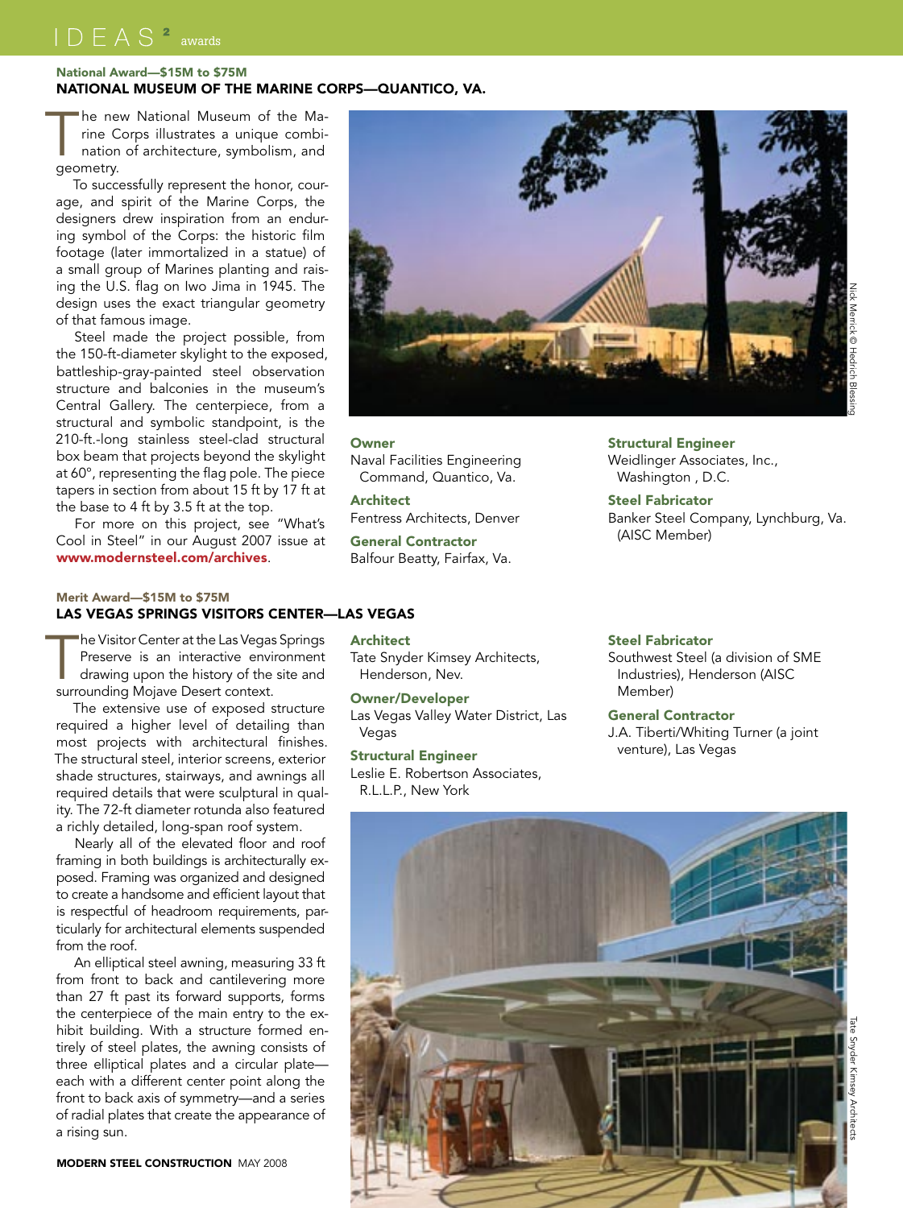National Award—$15M to $75M

## NATIONAL MUSEUM OF THE MARINE CORPS—QUANTICO, VA.

The new National Museum of the Marine Corps illustrates a unique combination of architecture, symbolism, and geometry.

To successfully represent the honor, courage, and spirit of the Marine Corps, the designers drew inspiration from an enduring symbol of the Corps: the historic film footage (later immortalized in a statue) of a small group of Marines planting and raising the U.S. flag on Iwo Jima in 1945. The design uses the exact triangular geometry of that famous image.

Steel made the project possible, from the 150-ft-diameter skylight to the exposed, battleship-gray-painted steel observation structure and balconies in the museum's Central Gallery. The centerpiece, from a structural and symbolic standpoint, is the 210-ft.-long stainless steel-clad structural box beam that projects beyond the skylight at 60°, representing the flag pole. The piece tapers in section from about 15 ft by 17 ft at the base to 4 ft by 3.5 ft at the top.

For more on this project, see "What's Cool in Steel" in our August 2007 issue at **www.modernsteel.com/archives**.

Nick Merrick © Hedrich Blessing

**Owner**
Naval Facilities Engineering Command, Quantico, Va.

**Architect**
Fentress Architects, Denver

**General Contractor**
Balfour Beatty, Fairfax, Va.

**Structural Engineer**
Weidlinger Associates, Inc., Washington , D.C.

**Steel Fabricator**
Banker Steel Company, Lynchburg, Va. (AISC Member)

Merit Award—$15M to $75M

## LAS VEGAS SPRINGS VISITORS CENTER—LAS VEGAS

The Visitor Center at the Las Vegas Springs Preserve is an interactive environment drawing upon the history of the site and surrounding Mojave Desert context.

The extensive use of exposed structure required a higher level of detailing than most projects with architectural finishes. The structural steel, interior screens, exterior shade structures, stairways, and awnings all required details that were sculptural in quality. The 72-ft diameter rotunda also featured a richly detailed, long-span roof system.

Nearly all of the elevated floor and roof framing in both buildings is architecturally exposed. Framing was organized and designed to create a handsome and efficient layout that is respectful of headroom requirements, particularly for architectural elements suspended from the roof.

An elliptical steel awning, measuring 33 ft from front to back and cantilevering more than 27 ft past its forward supports, forms the centerpiece of the main entry to the exhibit building. With a structure formed entirely of steel plates, the awning consists of three elliptical plates and a circular plate—each with a different center point along the front to back axis of symmetry—and a series of radial plates that create the appearance of a rising sun.

**Architect**
Tate Snyder Kimsey Architects, Henderson, Nev.

**Owner/Developer**
Las Vegas Valley Water District, Las Vegas

**Structural Engineer**
Leslie E. Robertson Associates, R.L.L.P., New York

**Steel Fabricator**
Southwest Steel (a division of SME Industries), Henderson (AISC Member)

**General Contractor**
J.A. Tiberti/Whiting Turner (a joint venture), Las Vegas

Tate Snyder Kimsey Architects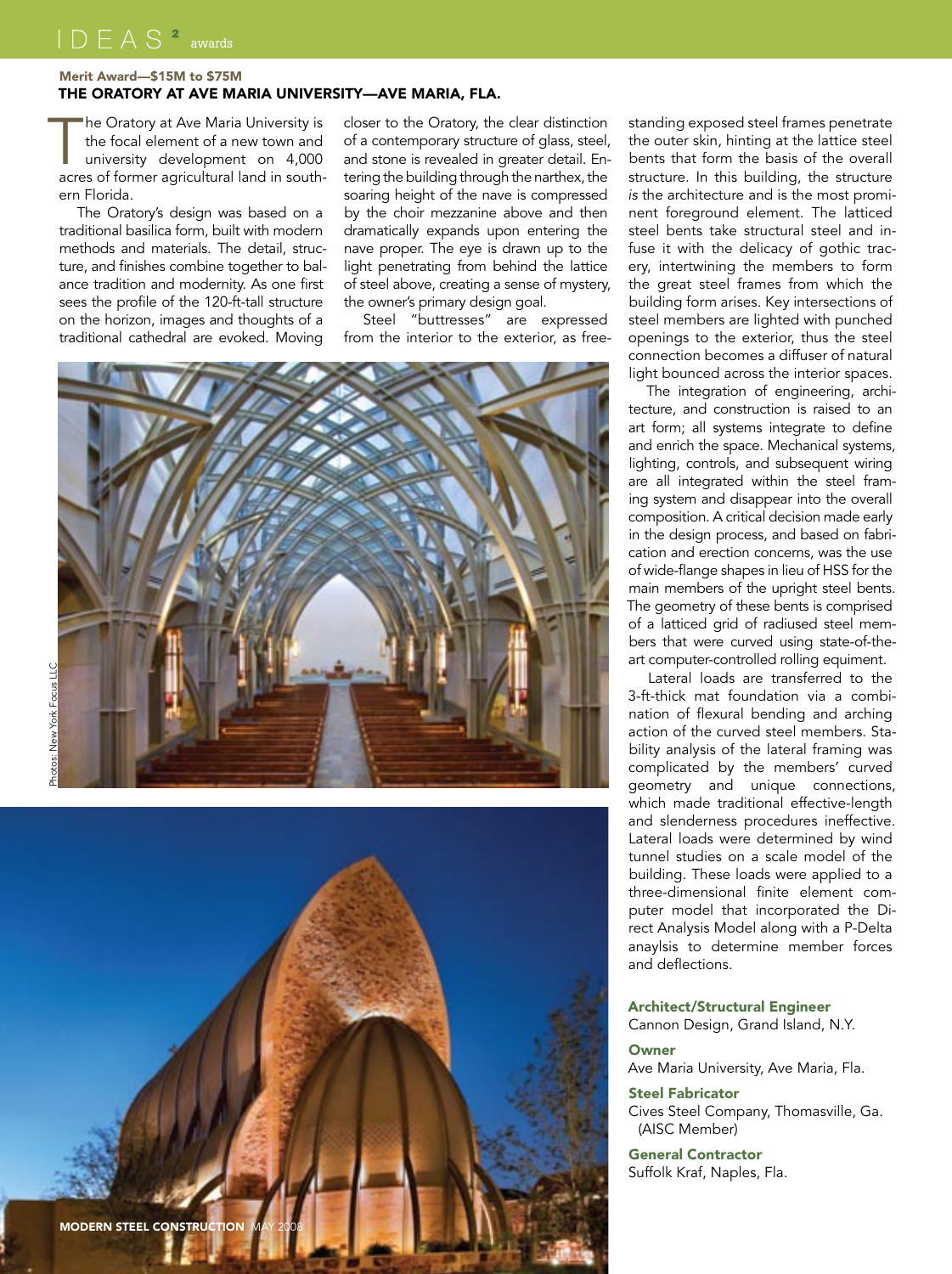Merit Award—$15M to $75M

## THE ORATORY AT AVE MARIA UNIVERSITY—AVE MARIA, FLA.

The Oratory at Ave Maria University is the focal element of a new town and university development on 4,000 acres of former agricultural land in southern Florida.

The Oratory's design was based on a traditional basilica form, built with modern methods and materials. The detail, structure, and finishes combine together to balance tradition and modernity. As one first sees the profile of the 120-ft-tall structure on the horizon, images and thoughts of a traditional cathedral are evoked. Moving closer to the Oratory, the clear distinction of a contemporary structure of glass, steel, and stone is revealed in greater detail. Entering the building through the narthex, the soaring height of the nave is compressed by the choir mezzanine above and then dramatically expands upon entering the nave proper. The eye is drawn up to the light penetrating from behind the lattice of steel above, creating a sense of mystery, the owner's primary design goal.

Steel "buttresses" are expressed from the interior to the exterior, as free-standing exposed steel frames penetrate the outer skin, hinting at the lattice steel bents that form the basis of the overall structure. In this building, the structure *is* the architecture and is the most prominent foreground element. The latticed steel bents take structural steel and infuse it with the delicacy of gothic tracery, intertwining the members to form the great steel frames from which the building form arises. Key intersections of steel members are lighted with punched openings to the exterior, thus the steel connection becomes a diffuser of natural light bounced across the interior spaces.

The integration of engineering, architecture, and construction is raised to an art form; all systems integrate to define and enrich the space. Mechanical systems, lighting, controls, and subsequent wiring are all integrated within the steel framing system and disappear into the overall composition. A critical decision made early in the design process, and based on fabrication and erection concerns, was the use of wide-flange shapes in lieu of HSS for the main members of the upright steel bents. The geometry of these bents is comprised of a latticed grid of radiused steel members that were curved using state-of-the-art computer-controlled rolling equiment.

Lateral loads are transferred to the 3-ft-thick mat foundation via a combination of flexural bending and arching action of the curved steel members. Stability analysis of the lateral framing was complicated by the members' curved geometry and unique connections, which made traditional effective-length and slenderness procedures ineffective. Lateral loads were determined by wind tunnel studies on a scale model of the building. These loads were applied to a three-dimensional finite element computer model that incorporated the Direct Analysis Model along with a P-Delta anaylsis to determine member forces and deflections.

Photos: New York Focus LLC

**Architect/Structural Engineer**
Cannon Design, Grand Island, N.Y.

**Owner**
Ave Maria University, Ave Maria, Fla.

**Steel Fabricator**
Cives Steel Company, Thomasville, Ga. (AISC Member)

**General Contractor**
Suffolk Kraf, Naples, Fla.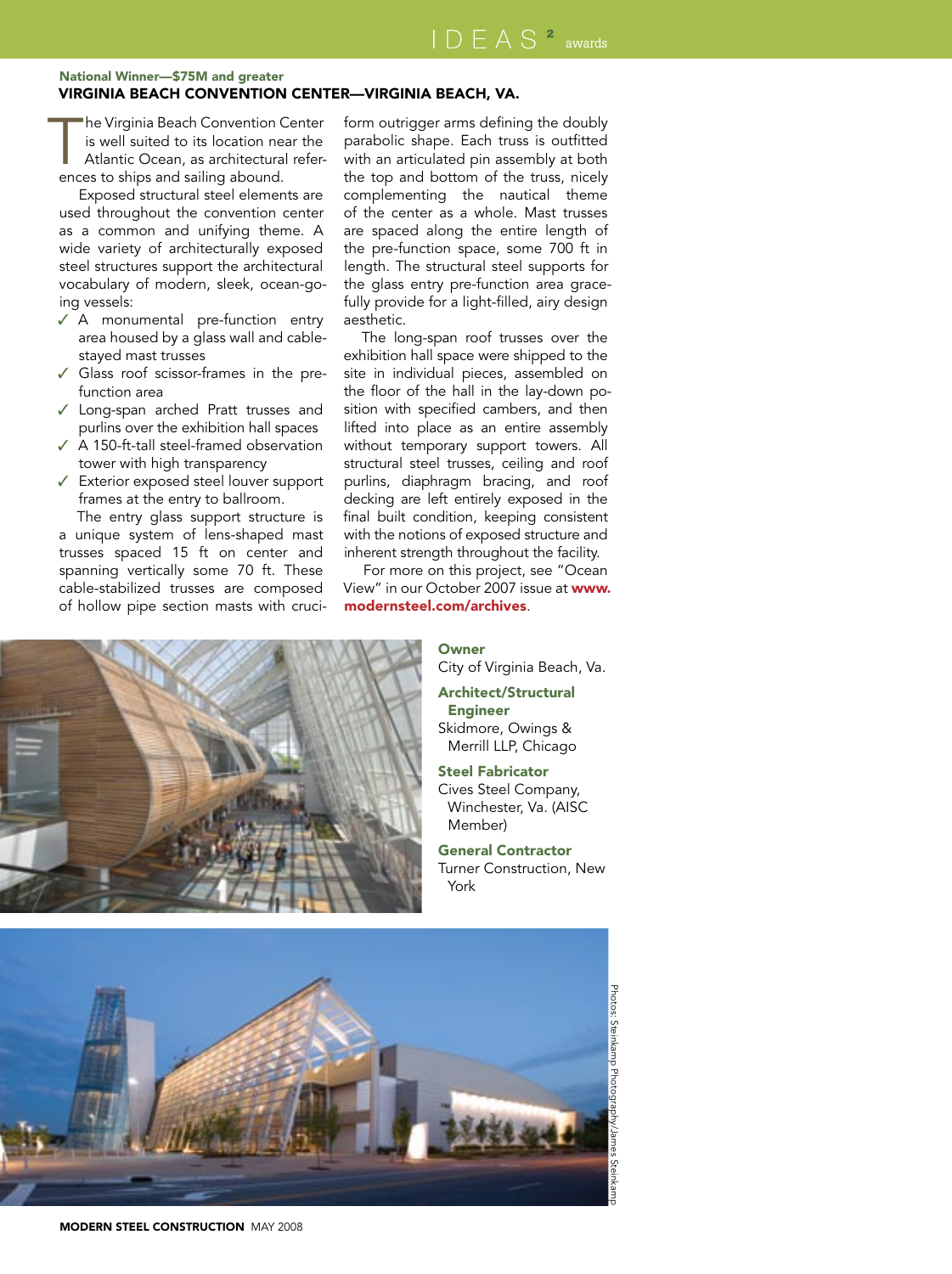National Winner—$75M and greater

## VIRGINIA BEACH CONVENTION CENTER—VIRGINIA BEACH, VA.

The Virginia Beach Convention Center is well suited to its location near the Atlantic Ocean, as architectural references to ships and sailing abound.

Exposed structural steel elements are used throughout the convention center as a common and unifying theme. A wide variety of architecturally exposed steel structures support the architectural vocabulary of modern, sleek, ocean-going vessels:

- ✓ A monumental pre-function entry area housed by a glass wall and cable-stayed mast trusses
- ✓ Glass roof scissor-frames in the pre-function area
- ✓ Long-span arched Pratt trusses and purlins over the exhibition hall spaces
- ✓ A 150-ft-tall steel-framed observation tower with high transparency
- ✓ Exterior exposed steel louver support frames at the entry to ballroom.

The entry glass support structure is a unique system of lens-shaped mast trusses spaced 15 ft on center and spanning vertically some 70 ft. These cable-stabilized trusses are composed of hollow pipe section masts with cruciform outrigger arms defining the doubly parabolic shape. Each truss is outfitted with an articulated pin assembly at both the top and bottom of the truss, nicely complementing the nautical theme of the center as a whole. Mast trusses are spaced along the entire length of the pre-function space, some 700 ft in length. The structural steel supports for the glass entry pre-function area gracefully provide for a light-filled, airy design aesthetic.

The long-span roof trusses over the exhibition hall space were shipped to the site in individual pieces, assembled on the floor of the hall in the lay-down position with specified cambers, and then lifted into place as an entire assembly without temporary support towers. All structural steel trusses, ceiling and roof purlins, diaphragm bracing, and roof decking are left entirely exposed in the final built condition, keeping consistent with the notions of exposed structure and inherent strength throughout the facility.

For more on this project, see "Ocean View" in our October 2007 issue at **www.modernsteel.com/archives**.

**Owner**
City of Virginia Beach, Va.

**Architect/Structural Engineer**
Skidmore, Owings & Merrill LLP, Chicago

**Steel Fabricator**
Cives Steel Company, Winchester, Va. (AISC Member)

**General Contractor**
Turner Construction, New York

Photos: Steinkamp Photography/James Steinkamp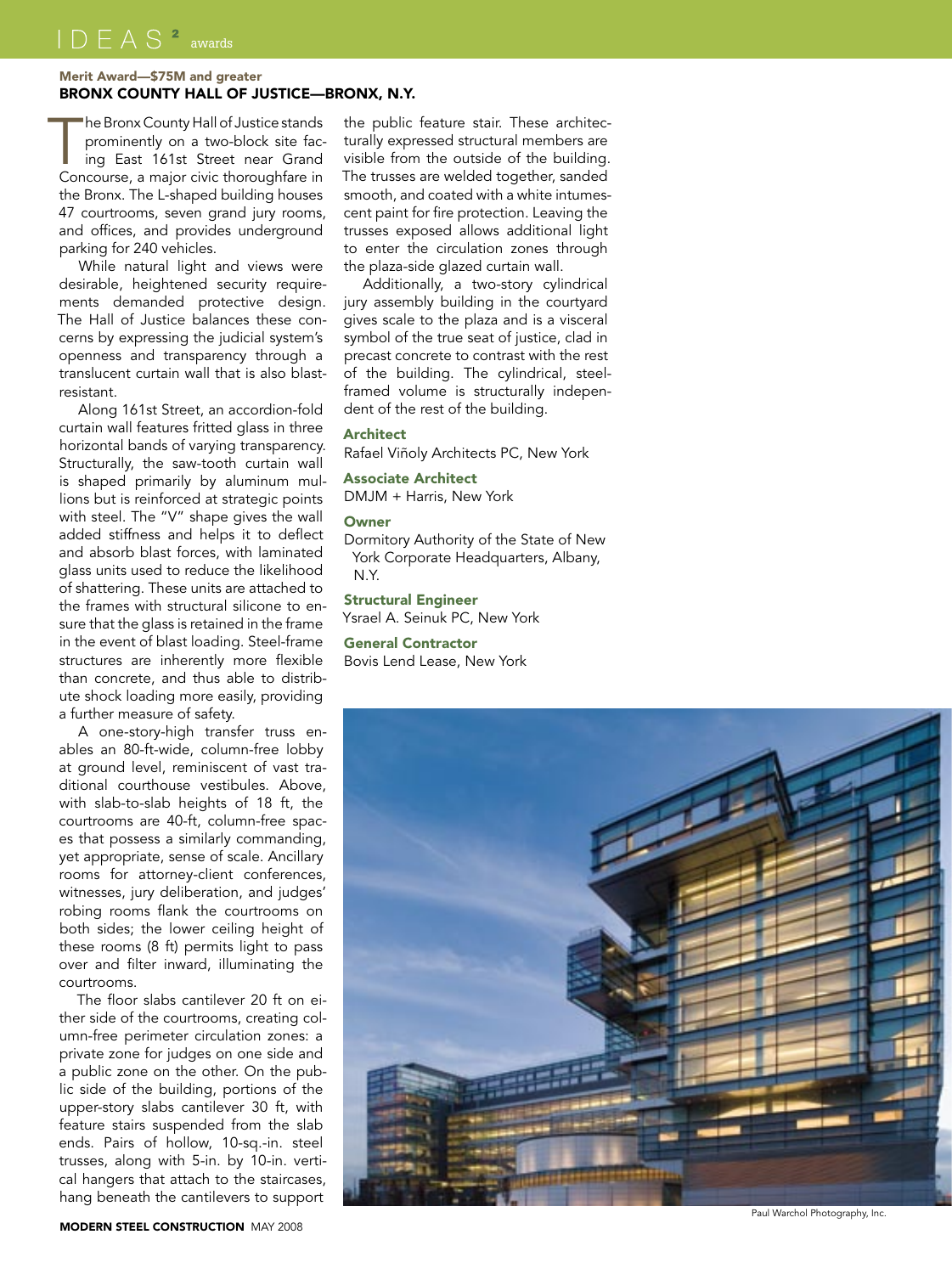Merit Award—$75M and greater

## BRONX COUNTY HALL OF JUSTICE—BRONX, N.Y.

The Bronx County Hall of Justice stands prominently on a two-block site facing East 161st Street near Grand Concourse, a major civic thoroughfare in the Bronx. The L-shaped building houses 47 courtrooms, seven grand jury rooms, and offices, and provides underground parking for 240 vehicles.

While natural light and views were desirable, heightened security requirements demanded protective design. The Hall of Justice balances these concerns by expressing the judicial system's openness and transparency through a translucent curtain wall that is also blast-resistant.

Along 161st Street, an accordion-fold curtain wall features fritted glass in three horizontal bands of varying transparency. Structurally, the saw-tooth curtain wall is shaped primarily by aluminum mullions but is reinforced at strategic points with steel. The "V" shape gives the wall added stiffness and helps it to deflect and absorb blast forces, with laminated glass units used to reduce the likelihood of shattering. These units are attached to the frames with structural silicone to ensure that the glass is retained in the frame in the event of blast loading. Steel-frame structures are inherently more flexible than concrete, and thus able to distribute shock loading more easily, providing a further measure of safety.

A one-story-high transfer truss enables an 80-ft-wide, column-free lobby at ground level, reminiscent of vast traditional courthouse vestibules. Above, with slab-to-slab heights of 18 ft, the courtrooms are 40-ft, column-free spaces that possess a similarly commanding, yet appropriate, sense of scale. Ancillary rooms for attorney-client conferences, witnesses, jury deliberation, and judges' robing rooms flank the courtrooms on both sides; the lower ceiling height of these rooms (8 ft) permits light to pass over and filter inward, illuminating the courtrooms.

The floor slabs cantilever 20 ft on either side of the courtrooms, creating column-free perimeter circulation zones: a private zone for judges on one side and a public zone on the other. On the public side of the building, portions of the upper-story slabs cantilever 30 ft, with feature stairs suspended from the slab ends. Pairs of hollow, 10-sq.-in. steel trusses, along with 5-in. by 10-in. vertical hangers that attach to the staircases, hang beneath the cantilevers to support the public feature stair. These architecturally expressed structural members are visible from the outside of the building. The trusses are welded together, sanded smooth, and coated with a white intumescent paint for fire protection. Leaving the trusses exposed allows additional light to enter the circulation zones through the plaza-side glazed curtain wall.

Additionally, a two-story cylindrical jury assembly building in the courtyard gives scale to the plaza and is a visceral symbol of the true seat of justice, clad in precast concrete to contrast with the rest of the building. The cylindrical, steel-framed volume is structurally independent of the rest of the building.

**Architect**
Rafael Viñoly Architects PC, New York

**Associate Architect**
DMJM + Harris, New York

**Owner**
Dormitory Authority of the State of New York Corporate Headquarters, Albany, N.Y.

**Structural Engineer**
Ysrael A. Seinuk PC, New York

**General Contractor**
Bovis Lend Lease, New York

Paul Warchol Photography, Inc.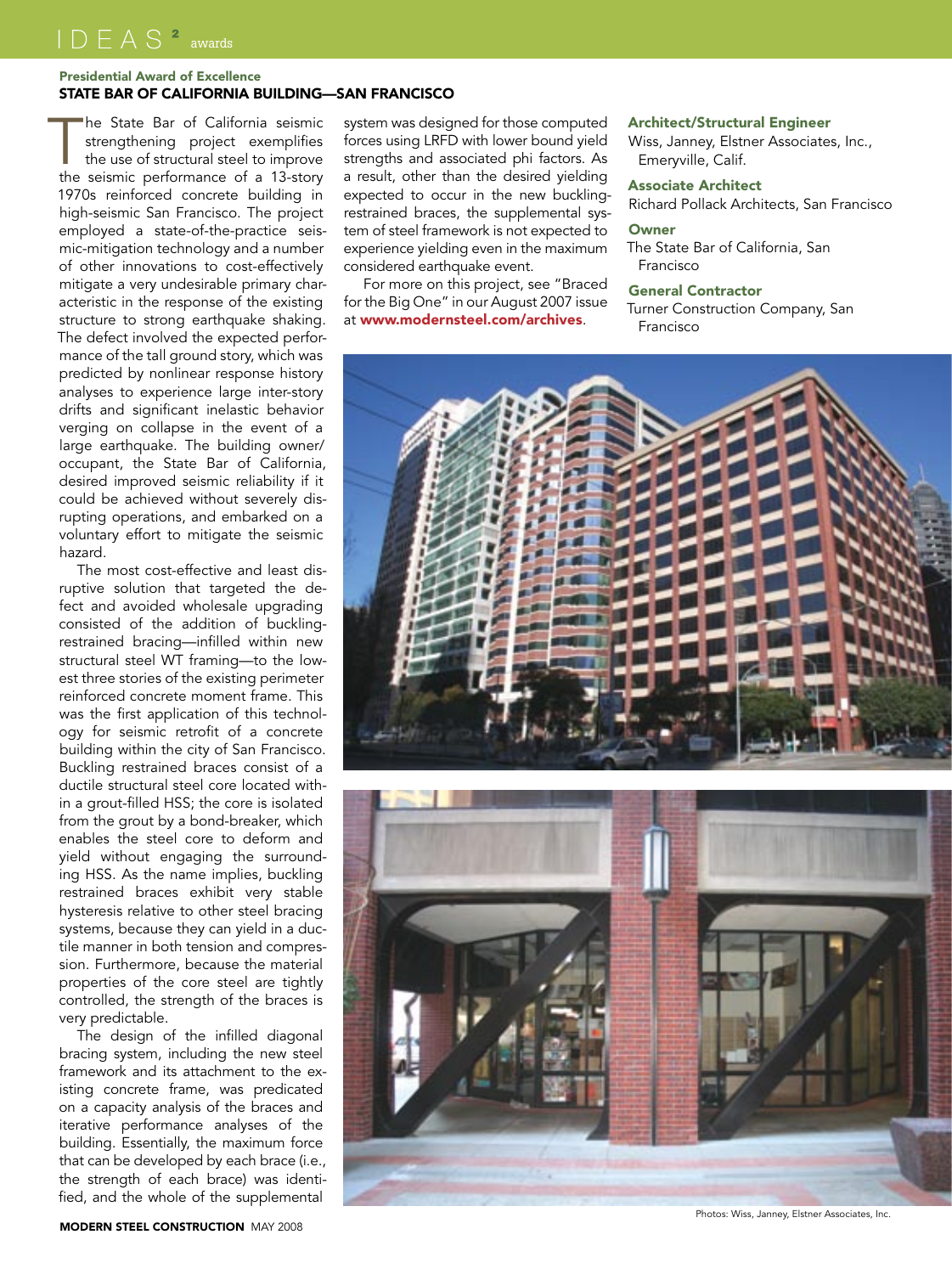Presidential Award of Excellence

## STATE BAR OF CALIFORNIA BUILDING—SAN FRANCISCO

The State Bar of California seismic strengthening project exemplifies the use of structural steel to improve the seismic performance of a 13-story 1970s reinforced concrete building in high-seismic San Francisco. The project employed a state-of-the-practice seismic-mitigation technology and a number of other innovations to cost-effectively mitigate a very undesirable primary characteristic in the response of the existing structure to strong earthquake shaking. The defect involved the expected performance of the tall ground story, which was predicted by nonlinear response history analyses to experience large inter-story drifts and significant inelastic behavior verging on collapse in the event of a large earthquake. The building owner/occupant, the State Bar of California, desired improved seismic reliability if it could be achieved without severely disrupting operations, and embarked on a voluntary effort to mitigate the seismic hazard.

The most cost-effective and least disruptive solution that targeted the defect and avoided wholesale upgrading consisted of the addition of buckling-restrained bracing—infilled within new structural steel WT framing—to the lowest three stories of the existing perimeter reinforced concrete moment frame. This was the first application of this technology for seismic retrofit of a concrete building within the city of San Francisco. Buckling restrained braces consist of a ductile structural steel core located within a grout-filled HSS; the core is isolated from the grout by a bond-breaker, which enables the steel core to deform and yield without engaging the surrounding HSS. As the name implies, buckling restrained braces exhibit very stable hysteresis relative to other steel bracing systems, because they can yield in a ductile manner in both tension and compression. Furthermore, because the material properties of the core steel are tightly controlled, the strength of the braces is very predictable.

The design of the infilled diagonal bracing system, including the new steel framework and its attachment to the existing concrete frame, was predicated on a capacity analysis of the braces and iterative performance analyses of the building. Essentially, the maximum force that can be developed by each brace (i.e., the strength of each brace) was identified, and the whole of the supplemental system was designed for those computed forces using LRFD with lower bound yield strengths and associated phi factors. As a result, other than the desired yielding expected to occur in the new buckling-restrained braces, the supplemental system of steel framework is not expected to experience yielding even in the maximum considered earthquake event.

For more on this project, see "Braced for the Big One" in our August 2007 issue at **www.modernsteel.com/archives**.

**Architect/Structural Engineer**
Wiss, Janney, Elstner Associates, Inc., Emeryville, Calif.

**Associate Architect**
Richard Pollack Architects, San Francisco

**Owner**
The State Bar of California, San Francisco

**General Contractor**
Turner Construction Company, San Francisco

Photos: Wiss, Janney, Elstner Associates, Inc.